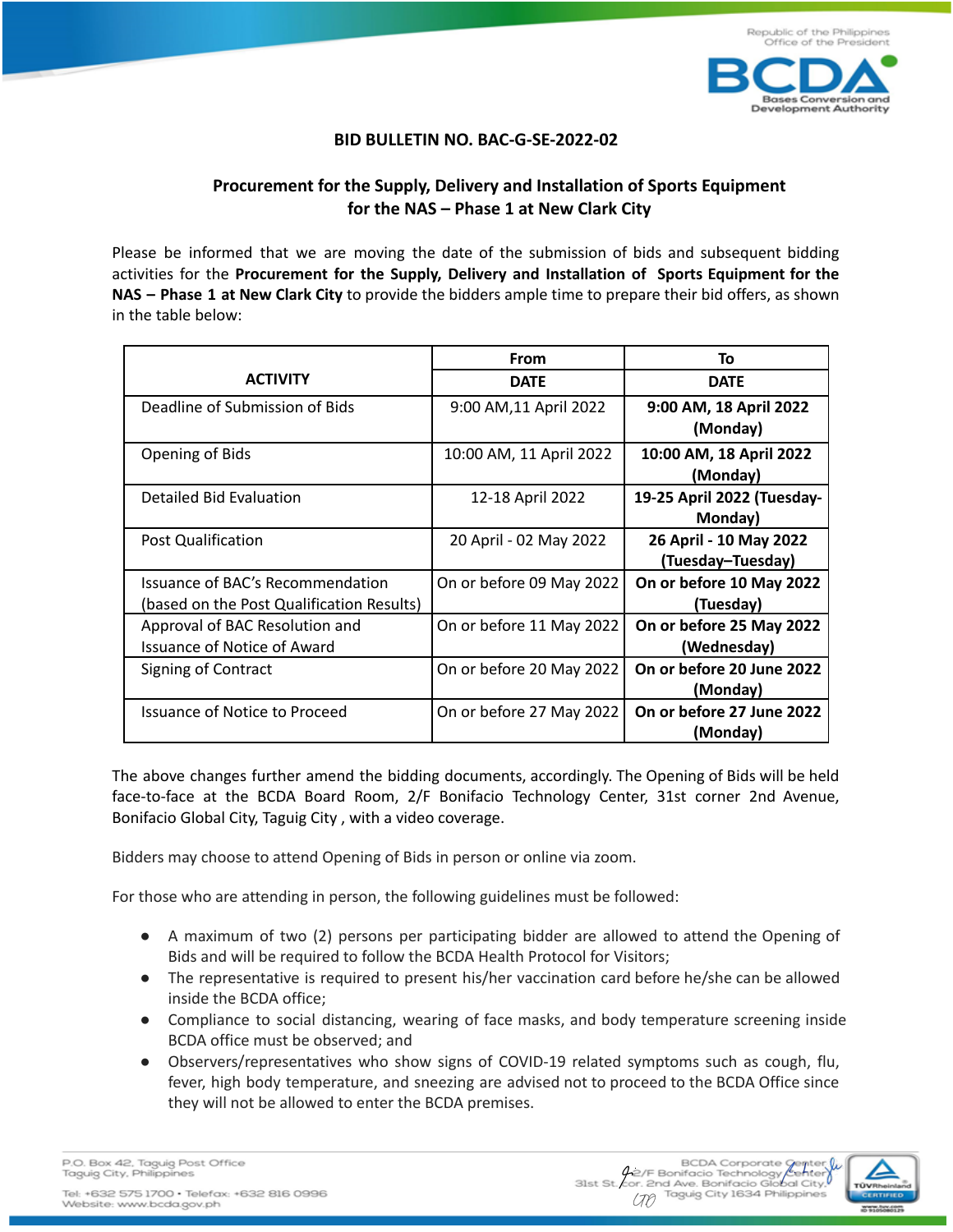**BID BULLETIN NO. BAC-G-SE-2022-02**

**Procurement for the Supply, Delivery and Installation of Sports Equipment for the NAS – Phase 1 at New Clark City**

Please be informed that we are moving the date of the submission of bids and subsequent bidding activities for the **Procurement for the Supply, Delivery and Installation of Sports Equipment for the NAS – Phase 1 at New Clark City** to provide the bidders ample time to prepare their bid offers, as shown in the table below:

| ACTIVITY | From | To |
|---|---|---|
| | DATE | DATE |
| Deadline of Submission of Bids | 9:00 AM,11 April 2022 | **9:00 AM, 18 April 2022 (Monday)** |
| Opening of Bids | 10:00 AM, 11 April 2022 | **10:00 AM, 18 April 2022 (Monday)** |
| Detailed Bid Evaluation | 12-18 April 2022 | **19-25 April 2022 (Tuesday-Monday)** |
| Post Qualification | 20 April - 02 May 2022 | **26 April - 10 May 2022 (Tuesday–Tuesday)** |
| Issuance of BAC's Recommendation (based on the Post Qualification Results) | On or before 09 May 2022 | **On or before 10 May 2022 (Tuesday)** |
| Approval of BAC Resolution and Issuance of Notice of Award | On or before 11 May 2022 | **On or before 25 May 2022 (Wednesday)** |
| Signing of Contract | On or before 20 May 2022 | **On or before 20 June 2022 (Monday)** |
| Issuance of Notice to Proceed | On or before 27 May 2022 | **On or before 27 June 2022 (Monday)** |

The above changes further amend the bidding documents, accordingly. The Opening of Bids will be held face-to-face at the BCDA Board Room, 2/F Bonifacio Technology Center, 31st corner 2nd Avenue, Bonifacio Global City, Taguig City , with a video coverage.

Bidders may choose to attend Opening of Bids in person or online via zoom.

For those who are attending in person, the following guidelines must be followed:

- A maximum of two (2) persons per participating bidder are allowed to attend the Opening of Bids and will be required to follow the BCDA Health Protocol for Visitors;
- The representative is required to present his/her vaccination card before he/she can be allowed inside the BCDA office;
- Compliance to social distancing, wearing of face masks, and body temperature screening inside BCDA office must be observed; and
- Observers/representatives who show signs of COVID-19 related symptoms such as cough, flu, fever, high body temperature, and sneezing are advised not to proceed to the BCDA Office since they will not be allowed to enter the BCDA premises.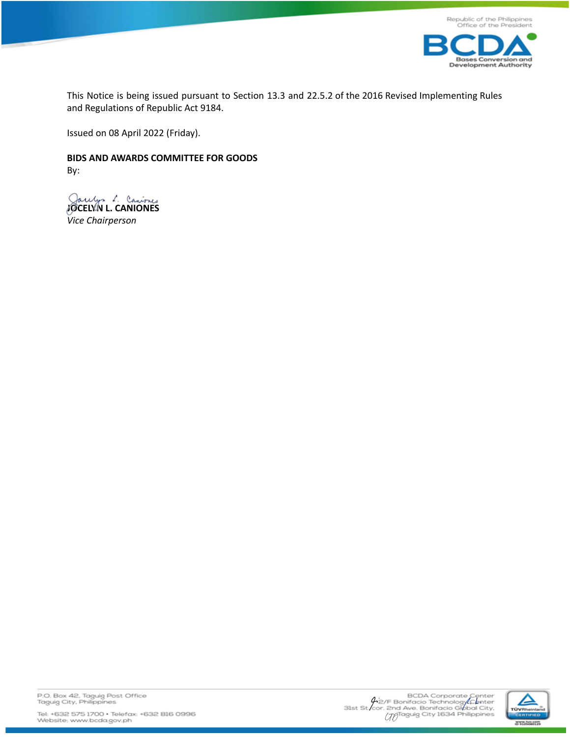This Notice is being issued pursuant to Section 13.3 and 22.5.2 of the 2016 Revised Implementing Rules and Regulations of Republic Act 9184.

Issued on 08 April 2022 (Friday).

**BIDS AND AWARDS COMMITTEE FOR GOODS**
By:

**JOCELYN L. CANIONES**
*Vice Chairperson*